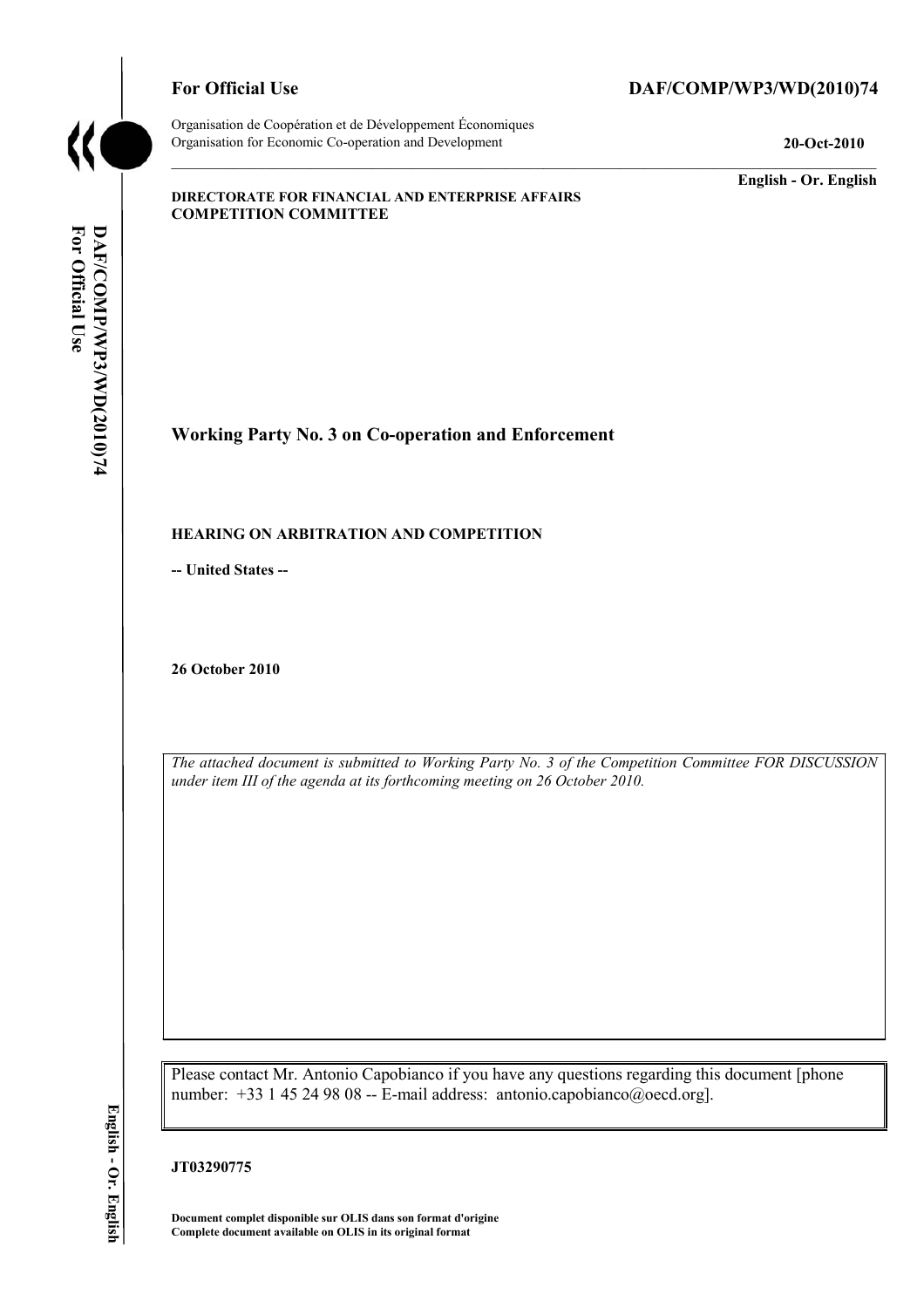**For Official Use** **DAF/COMP/WP3/WD(2010)74**

Organisation de Coopération et de Développement Économiques
Organisation for Economic Co-operation and Development **20-Oct-2010**

**English - Or. English**

**DIRECTORATE FOR FINANCIAL AND ENTERPRISE AFFAIRS**
**COMPETITION COMMITTEE**

## Working Party No. 3 on Co-operation and Enforcement

### HEARING ON ARBITRATION AND COMPETITION

**-- United States --**

**26 October 2010**

*The attached document is submitted to Working Party No. 3 of the Competition Committee FOR DISCUSSION under item III of the agenda at its forthcoming meeting on 26 October 2010.*

Please contact Mr. Antonio Capobianco if you have any questions regarding this document [phone number: +33 1 45 24 98 08 -- E-mail address: antonio.capobianco@oecd.org].

**JT03290775**

**Document complet disponible sur OLIS dans son format d'origine**
**Complete document available on OLIS in its original format**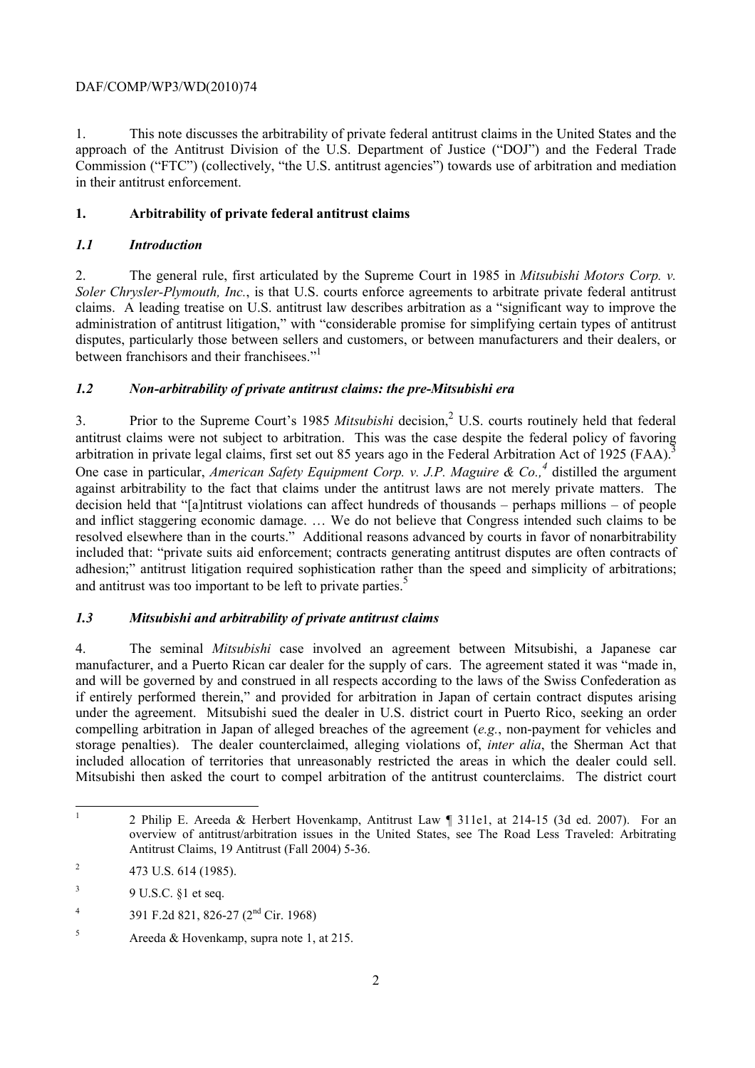1. This note discusses the arbitrability of private federal antitrust claims in the United States and the approach of the Antitrust Division of the U.S. Department of Justice ("DOJ") and the Federal Trade Commission ("FTC") (collectively, "the U.S. antitrust agencies") towards use of arbitration and mediation in their antitrust enforcement.

## 1. Arbitrability of private federal antitrust claims

### *1.1 Introduction*

2. The general rule, first articulated by the Supreme Court in 1985 in *Mitsubishi Motors Corp. v. Soler Chrysler-Plymouth, Inc.*, is that U.S. courts enforce agreements to arbitrate private federal antitrust claims. A leading treatise on U.S. antitrust law describes arbitration as a "significant way to improve the administration of antitrust litigation," with "considerable promise for simplifying certain types of antitrust disputes, particularly those between sellers and customers, or between manufacturers and their dealers, or between franchisors and their franchisees."[1]

### *1.2 Non-arbitrability of private antitrust claims: the pre-Mitsubishi era*

3. Prior to the Supreme Court's 1985 *Mitsubishi* decision,[2] U.S. courts routinely held that federal antitrust claims were not subject to arbitration. This was the case despite the federal policy of favoring arbitration in private legal claims, first set out 85 years ago in the Federal Arbitration Act of 1925 (FAA).[3] One case in particular, *American Safety Equipment Corp. v. J.P. Maguire & Co.,*[4] distilled the argument against arbitrability to the fact that claims under the antitrust laws are not merely private matters. The decision held that "[a]ntitrust violations can affect hundreds of thousands – perhaps millions – of people and inflict staggering economic damage. … We do not believe that Congress intended such claims to be resolved elsewhere than in the courts." Additional reasons advanced by courts in favor of nonarbitrability included that: "private suits aid enforcement; contracts generating antitrust disputes are often contracts of adhesion;" antitrust litigation required sophistication rather than the speed and simplicity of arbitrations; and antitrust was too important to be left to private parties.[5]

### *1.3 Mitsubishi and arbitrability of private antitrust claims*

4. The seminal *Mitsubishi* case involved an agreement between Mitsubishi, a Japanese car manufacturer, and a Puerto Rican car dealer for the supply of cars. The agreement stated it was "made in, and will be governed by and construed in all respects according to the laws of the Swiss Confederation as if entirely performed therein," and provided for arbitration in Japan of certain contract disputes arising under the agreement. Mitsubishi sued the dealer in U.S. district court in Puerto Rico, seeking an order compelling arbitration in Japan of alleged breaches of the agreement (*e.g.*, non-payment for vehicles and storage penalties). The dealer counterclaimed, alleging violations of, *inter alia*, the Sherman Act that included allocation of territories that unreasonably restricted the areas in which the dealer could sell. Mitsubishi then asked the court to compel arbitration of the antitrust counterclaims. The district court

---

[1] 2 Philip E. Areeda & Herbert Hovenkamp, Antitrust Law ¶ 311e1, at 214-15 (3d ed. 2007). For an overview of antitrust/arbitration issues in the United States, see The Road Less Traveled: Arbitrating Antitrust Claims, 19 Antitrust (Fall 2004) 5-36.

[2] 473 U.S. 614 (1985).

[3] 9 U.S.C. §1 et seq.

[4] 391 F.2d 821, 826-27 (2nd Cir. 1968)

[5] Areeda & Hovenkamp, supra note 1, at 215.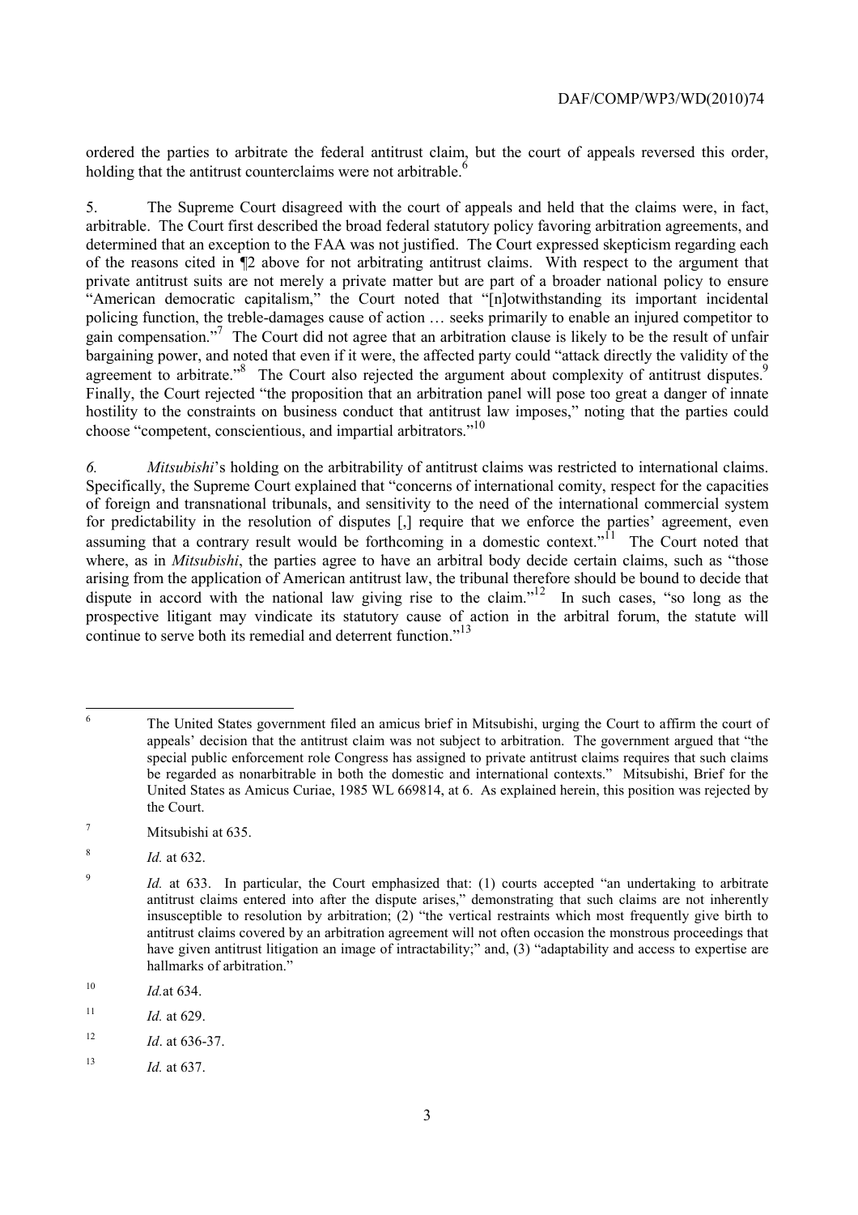ordered the parties to arbitrate the federal antitrust claim, but the court of appeals reversed this order, holding that the antitrust counterclaims were not arbitrable.[6]

5. The Supreme Court disagreed with the court of appeals and held that the claims were, in fact, arbitrable. The Court first described the broad federal statutory policy favoring arbitration agreements, and determined that an exception to the FAA was not justified. The Court expressed skepticism regarding each of the reasons cited in ¶2 above for not arbitrating antitrust claims. With respect to the argument that private antitrust suits are not merely a private matter but are part of a broader national policy to ensure "American democratic capitalism," the Court noted that "[n]otwithstanding its important incidental policing function, the treble-damages cause of action … seeks primarily to enable an injured competitor to gain compensation."[7] The Court did not agree that an arbitration clause is likely to be the result of unfair bargaining power, and noted that even if it were, the affected party could "attack directly the validity of the agreement to arbitrate."[8] The Court also rejected the argument about complexity of antitrust disputes.[9] Finally, the Court rejected "the proposition that an arbitration panel will pose too great a danger of innate hostility to the constraints on business conduct that antitrust law imposes," noting that the parties could choose "competent, conscientious, and impartial arbitrators."[10]

*6.* *Mitsubishi*'s holding on the arbitrability of antitrust claims was restricted to international claims. Specifically, the Supreme Court explained that "concerns of international comity, respect for the capacities of foreign and transnational tribunals, and sensitivity to the need of the international commercial system for predictability in the resolution of disputes [,] require that we enforce the parties' agreement, even assuming that a contrary result would be forthcoming in a domestic context."[11] The Court noted that where, as in *Mitsubishi*, the parties agree to have an arbitral body decide certain claims, such as "those arising from the application of American antitrust law, the tribunal therefore should be bound to decide that dispute in accord with the national law giving rise to the claim."[12] In such cases, "so long as the prospective litigant may vindicate its statutory cause of action in the arbitral forum, the statute will continue to serve both its remedial and deterrent function."[13]

---

[6] The United States government filed an amicus brief in Mitsubishi, urging the Court to affirm the court of appeals' decision that the antitrust claim was not subject to arbitration. The government argued that "the special public enforcement role Congress has assigned to private antitrust claims requires that such claims be regarded as nonarbitrable in both the domestic and international contexts." Mitsubishi, Brief for the United States as Amicus Curiae, 1985 WL 669814, at 6. As explained herein, this position was rejected by the Court.

[7] Mitsubishi at 635.

[8] *Id.* at 632.

[9] *Id.* at 633. In particular, the Court emphasized that: (1) courts accepted "an undertaking to arbitrate antitrust claims entered into after the dispute arises," demonstrating that such claims are not inherently insusceptible to resolution by arbitration; (2) "the vertical restraints which most frequently give birth to antitrust claims covered by an arbitration agreement will not often occasion the monstrous proceedings that have given antitrust litigation an image of intractability;" and, (3) "adaptability and access to expertise are hallmarks of arbitration."

[10] *Id.*at 634.

[11] *Id.* at 629.

[12] *Id*. at 636-37.

[13] *Id.* at 637.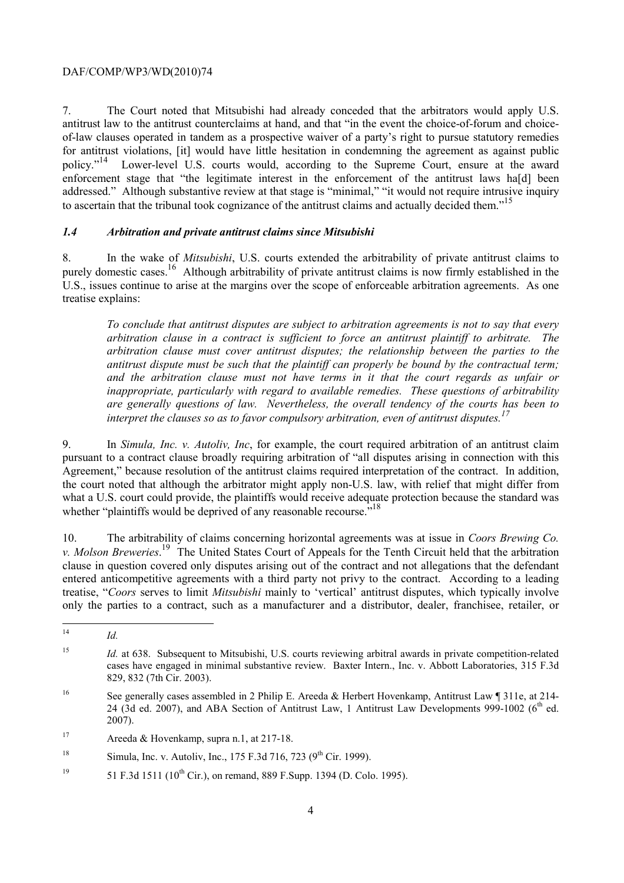7. The Court noted that Mitsubishi had already conceded that the arbitrators would apply U.S. antitrust law to the antitrust counterclaims at hand, and that "in the event the choice-of-forum and choice-of-law clauses operated in tandem as a prospective waiver of a party's right to pursue statutory remedies for antitrust violations, [it] would have little hesitation in condemning the agreement as against public policy."[14] Lower-level U.S. courts would, according to the Supreme Court, ensure at the award enforcement stage that "the legitimate interest in the enforcement of the antitrust laws ha[d] been addressed." Although substantive review at that stage is "minimal," "it would not require intrusive inquiry to ascertain that the tribunal took cognizance of the antitrust claims and actually decided them."[15]

### *1.4 Arbitration and private antitrust claims since Mitsubishi*

8. In the wake of *Mitsubishi*, U.S. courts extended the arbitrability of private antitrust claims to purely domestic cases.[16] Although arbitrability of private antitrust claims is now firmly established in the U.S., issues continue to arise at the margins over the scope of enforceable arbitration agreements. As one treatise explains:

> *To conclude that antitrust disputes are subject to arbitration agreements is not to say that every arbitration clause in a contract is sufficient to force an antitrust plaintiff to arbitrate. The arbitration clause must cover antitrust disputes; the relationship between the parties to the antitrust dispute must be such that the plaintiff can properly be bound by the contractual term; and the arbitration clause must not have terms in it that the court regards as unfair or inappropriate, particularly with regard to available remedies. These questions of arbitrability are generally questions of law. Nevertheless, the overall tendency of the courts has been to interpret the clauses so as to favor compulsory arbitration, even of antitrust disputes.*[17]

9. In *Simula, Inc. v. Autoliv, Inc*, for example, the court required arbitration of an antitrust claim pursuant to a contract clause broadly requiring arbitration of "all disputes arising in connection with this Agreement," because resolution of the antitrust claims required interpretation of the contract. In addition, the court noted that although the arbitrator might apply non-U.S. law, with relief that might differ from what a U.S. court could provide, the plaintiffs would receive adequate protection because the standard was whether "plaintiffs would be deprived of any reasonable recourse."[18]

10. The arbitrability of claims concerning horizontal agreements was at issue in *Coors Brewing Co. v. Molson Breweries*.[19] The United States Court of Appeals for the Tenth Circuit held that the arbitration clause in question covered only disputes arising out of the contract and not allegations that the defendant entered anticompetitive agreements with a third party not privy to the contract. According to a leading treatise, "*Coors* serves to limit *Mitsubishi* mainly to 'vertical' antitrust disputes, which typically involve only the parties to a contract, such as a manufacturer and a distributor, dealer, franchisee, retailer, or

---

[14] *Id.*

[15] *Id.* at 638. Subsequent to Mitsubishi, U.S. courts reviewing arbitral awards in private competition-related cases have engaged in minimal substantive review. Baxter Intern., Inc. v. Abbott Laboratories, 315 F.3d 829, 832 (7th Cir. 2003).

[16] See generally cases assembled in 2 Philip E. Areeda & Herbert Hovenkamp, Antitrust Law ¶ 311e, at 214-24 (3d ed. 2007), and ABA Section of Antitrust Law, 1 Antitrust Law Developments 999-1002 (6th ed. 2007).

[17] Areeda & Hovenkamp, supra n.1, at 217-18.

[18] Simula, Inc. v. Autoliv, Inc., 175 F.3d 716, 723 (9th Cir. 1999).

[19] 51 F.3d 1511 (10th Cir.), on remand, 889 F.Supp. 1394 (D. Colo. 1995).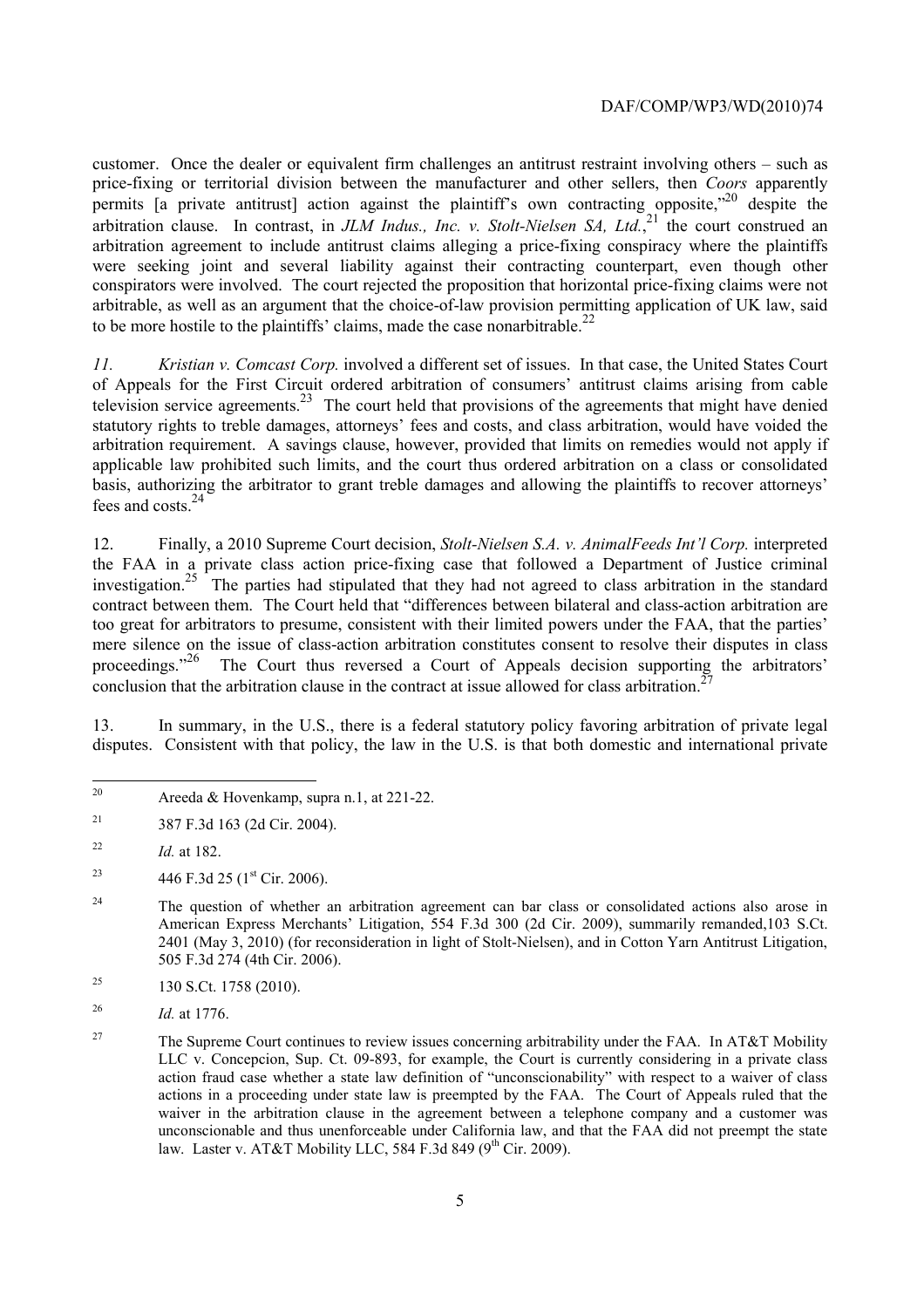customer. Once the dealer or equivalent firm challenges an antitrust restraint involving others – such as price-fixing or territorial division between the manufacturer and other sellers, then *Coors* apparently permits [a private antitrust] action against the plaintiff's own contracting opposite,"[20] despite the arbitration clause. In contrast, in *JLM Indus., Inc. v. Stolt-Nielsen SA, Ltd.*,[21] the court construed an arbitration agreement to include antitrust claims alleging a price-fixing conspiracy where the plaintiffs were seeking joint and several liability against their contracting counterpart, even though other conspirators were involved. The court rejected the proposition that horizontal price-fixing claims were not arbitrable, as well as an argument that the choice-of-law provision permitting application of UK law, said to be more hostile to the plaintiffs' claims, made the case nonarbitrable.[22]

*11. Kristian v. Comcast Corp.* involved a different set of issues. In that case, the United States Court of Appeals for the First Circuit ordered arbitration of consumers' antitrust claims arising from cable television service agreements.[23] The court held that provisions of the agreements that might have denied statutory rights to treble damages, attorneys' fees and costs, and class arbitration, would have voided the arbitration requirement. A savings clause, however, provided that limits on remedies would not apply if applicable law prohibited such limits, and the court thus ordered arbitration on a class or consolidated basis, authorizing the arbitrator to grant treble damages and allowing the plaintiffs to recover attorneys' fees and costs.[24]

12. Finally, a 2010 Supreme Court decision, *Stolt-Nielsen S.A. v. AnimalFeeds Int'l Corp.* interpreted the FAA in a private class action price-fixing case that followed a Department of Justice criminal investigation.[25] The parties had stipulated that they had not agreed to class arbitration in the standard contract between them. The Court held that "differences between bilateral and class-action arbitration are too great for arbitrators to presume, consistent with their limited powers under the FAA, that the parties' mere silence on the issue of class-action arbitration constitutes consent to resolve their disputes in class proceedings."[26] The Court thus reversed a Court of Appeals decision supporting the arbitrators' conclusion that the arbitration clause in the contract at issue allowed for class arbitration.[27]

13. In summary, in the U.S., there is a federal statutory policy favoring arbitration of private legal disputes. Consistent with that policy, the law in the U.S. is that both domestic and international private

---

[20] Areeda & Hovenkamp, supra n.1, at 221-22.

[21] 387 F.3d 163 (2d Cir. 2004).

[22] *Id.* at 182.

[23] 446 F.3d 25 (1st Cir. 2006).

[24] The question of whether an arbitration agreement can bar class or consolidated actions also arose in American Express Merchants' Litigation, 554 F.3d 300 (2d Cir. 2009), summarily remanded,103 S.Ct. 2401 (May 3, 2010) (for reconsideration in light of Stolt-Nielsen), and in Cotton Yarn Antitrust Litigation, 505 F.3d 274 (4th Cir. 2006).

[25] 130 S.Ct. 1758 (2010).

[26] *Id.* at 1776.

[27] The Supreme Court continues to review issues concerning arbitrability under the FAA. In AT&T Mobility LLC v. Concepcion, Sup. Ct. 09-893, for example, the Court is currently considering in a private class action fraud case whether a state law definition of "unconscionability" with respect to a waiver of class actions in a proceeding under state law is preempted by the FAA. The Court of Appeals ruled that the waiver in the arbitration clause in the agreement between a telephone company and a customer was unconscionable and thus unenforceable under California law, and that the FAA did not preempt the state law. Laster v. AT&T Mobility LLC, 584 F.3d 849 (9th Cir. 2009).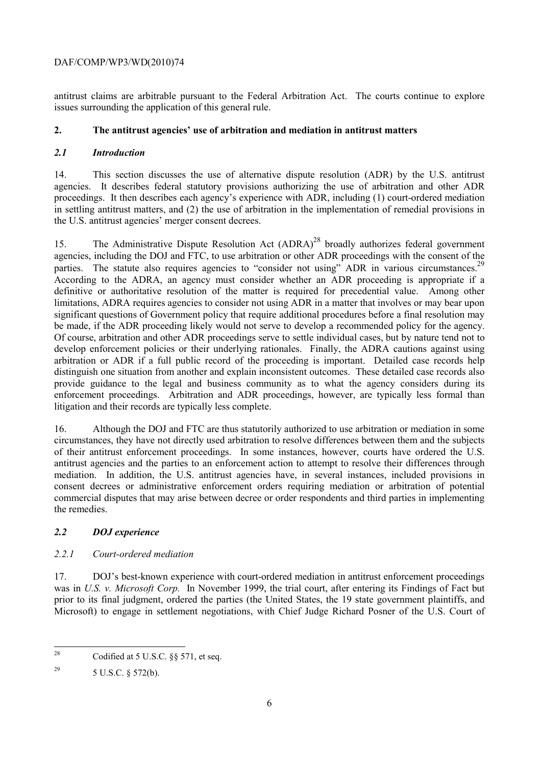antitrust claims are arbitrable pursuant to the Federal Arbitration Act. The courts continue to explore issues surrounding the application of this general rule.

## 2. The antitrust agencies' use of arbitration and mediation in antitrust matters

### *2.1 Introduction*

14. This section discusses the use of alternative dispute resolution (ADR) by the U.S. antitrust agencies. It describes federal statutory provisions authorizing the use of arbitration and other ADR proceedings. It then describes each agency's experience with ADR, including (1) court-ordered mediation in settling antitrust matters, and (2) the use of arbitration in the implementation of remedial provisions in the U.S. antitrust agencies' merger consent decrees.

15. The Administrative Dispute Resolution Act (ADRA)[28] broadly authorizes federal government agencies, including the DOJ and FTC, to use arbitration or other ADR proceedings with the consent of the parties. The statute also requires agencies to "consider not using" ADR in various circumstances.[29] According to the ADRA, an agency must consider whether an ADR proceeding is appropriate if a definitive or authoritative resolution of the matter is required for precedential value. Among other limitations, ADRA requires agencies to consider not using ADR in a matter that involves or may bear upon significant questions of Government policy that require additional procedures before a final resolution may be made, if the ADR proceeding likely would not serve to develop a recommended policy for the agency. Of course, arbitration and other ADR proceedings serve to settle individual cases, but by nature tend not to develop enforcement policies or their underlying rationales. Finally, the ADRA cautions against using arbitration or ADR if a full public record of the proceeding is important. Detailed case records help distinguish one situation from another and explain inconsistent outcomes. These detailed case records also provide guidance to the legal and business community as to what the agency considers during its enforcement proceedings. Arbitration and ADR proceedings, however, are typically less formal than litigation and their records are typically less complete.

16. Although the DOJ and FTC are thus statutorily authorized to use arbitration or mediation in some circumstances, they have not directly used arbitration to resolve differences between them and the subjects of their antitrust enforcement proceedings. In some instances, however, courts have ordered the U.S. antitrust agencies and the parties to an enforcement action to attempt to resolve their differences through mediation. In addition, the U.S. antitrust agencies have, in several instances, included provisions in consent decrees or administrative enforcement orders requiring mediation or arbitration of potential commercial disputes that may arise between decree or order respondents and third parties in implementing the remedies.

### *2.2 DOJ experience*

#### *2.2.1 Court-ordered mediation*

17. DOJ's best-known experience with court-ordered mediation in antitrust enforcement proceedings was in *U.S. v. Microsoft Corp.* In November 1999, the trial court, after entering its Findings of Fact but prior to its final judgment, ordered the parties (the United States, the 19 state government plaintiffs, and Microsoft) to engage in settlement negotiations, with Chief Judge Richard Posner of the U.S. Court of

---

[28] Codified at 5 U.S.C. §§ 571, et seq.

[29] 5 U.S.C. § 572(b).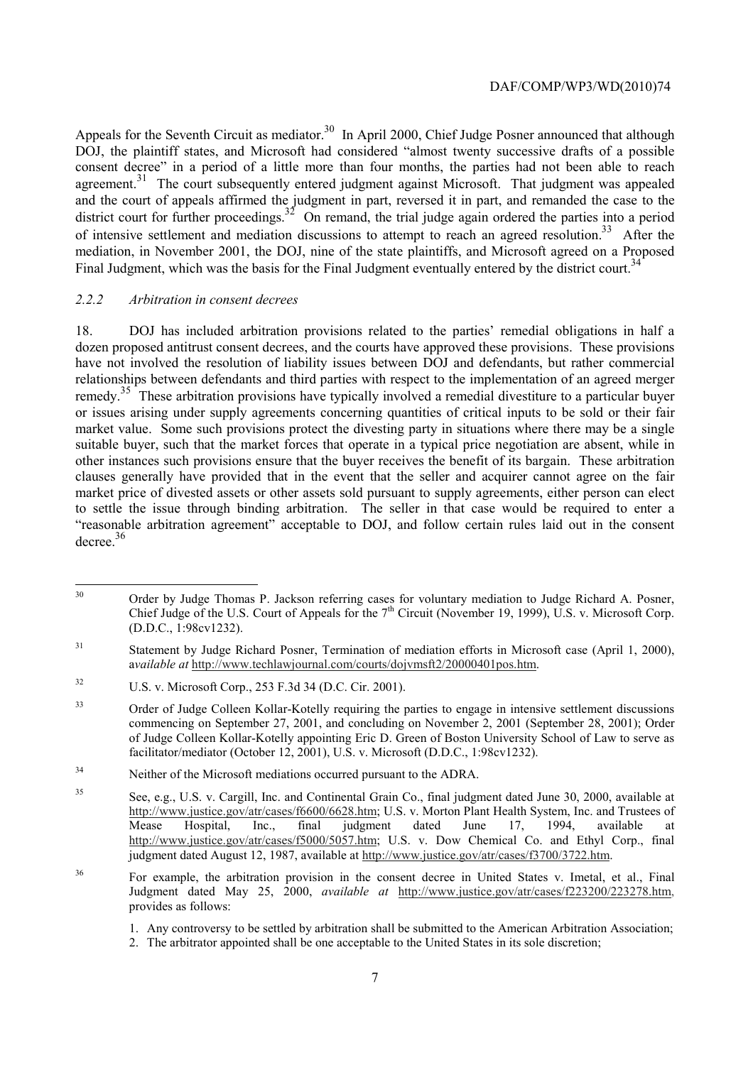Appeals for the Seventh Circuit as mediator.[30] In April 2000, Chief Judge Posner announced that although DOJ, the plaintiff states, and Microsoft had considered "almost twenty successive drafts of a possible consent decree" in a period of a little more than four months, the parties had not been able to reach agreement.[31] The court subsequently entered judgment against Microsoft. That judgment was appealed and the court of appeals affirmed the judgment in part, reversed it in part, and remanded the case to the district court for further proceedings.[32] On remand, the trial judge again ordered the parties into a period of intensive settlement and mediation discussions to attempt to reach an agreed resolution.[33] After the mediation, in November 2001, the DOJ, nine of the state plaintiffs, and Microsoft agreed on a Proposed Final Judgment, which was the basis for the Final Judgment eventually entered by the district court.[34]

### *2.2.2 Arbitration in consent decrees*

18. DOJ has included arbitration provisions related to the parties' remedial obligations in half a dozen proposed antitrust consent decrees, and the courts have approved these provisions. These provisions have not involved the resolution of liability issues between DOJ and defendants, but rather commercial relationships between defendants and third parties with respect to the implementation of an agreed merger remedy.[35] These arbitration provisions have typically involved a remedial divestiture to a particular buyer or issues arising under supply agreements concerning quantities of critical inputs to be sold or their fair market value. Some such provisions protect the divesting party in situations where there may be a single suitable buyer, such that the market forces that operate in a typical price negotiation are absent, while in other instances such provisions ensure that the buyer receives the benefit of its bargain. These arbitration clauses generally have provided that in the event that the seller and acquirer cannot agree on the fair market price of divested assets or other assets sold pursuant to supply agreements, either person can elect to settle the issue through binding arbitration. The seller in that case would be required to enter a "reasonable arbitration agreement" acceptable to DOJ, and follow certain rules laid out in the consent decree.[36]

---

[30] Order by Judge Thomas P. Jackson referring cases for voluntary mediation to Judge Richard A. Posner, Chief Judge of the U.S. Court of Appeals for the 7th Circuit (November 19, 1999), U.S. v. Microsoft Corp. (D.D.C., 1:98cv1232).

[31] Statement by Judge Richard Posner, Termination of mediation efforts in Microsoft case (April 1, 2000), *available at* http://www.techlawjournal.com/courts/dojvmsft2/20000401pos.htm.

[32] U.S. v. Microsoft Corp., 253 F.3d 34 (D.C. Cir. 2001).

[33] Order of Judge Colleen Kollar-Kotelly requiring the parties to engage in intensive settlement discussions commencing on September 27, 2001, and concluding on November 2, 2001 (September 28, 2001); Order of Judge Colleen Kollar-Kotelly appointing Eric D. Green of Boston University School of Law to serve as facilitator/mediator (October 12, 2001), U.S. v. Microsoft (D.D.C., 1:98cv1232).

[34] Neither of the Microsoft mediations occurred pursuant to the ADRA.

[35] See, e.g., U.S. v. Cargill, Inc. and Continental Grain Co., final judgment dated June 30, 2000, available at http://www.justice.gov/atr/cases/f6600/6628.htm; U.S. v. Morton Plant Health System, Inc. and Trustees of Mease Hospital, Inc., final judgment dated June 17, 1994, available at http://www.justice.gov/atr/cases/f5000/5057.htm; U.S. v. Dow Chemical Co. and Ethyl Corp., final judgment dated August 12, 1987, available at http://www.justice.gov/atr/cases/f3700/3722.htm.

[36] For example, the arbitration provision in the consent decree in United States v. Imetal, et al., Final Judgment dated May 25, 2000, *available at* http://www.justice.gov/atr/cases/f223200/223278.htm, provides as follows:

1. Any controversy to be settled by arbitration shall be submitted to the American Arbitration Association;
2. The arbitrator appointed shall be one acceptable to the United States in its sole discretion;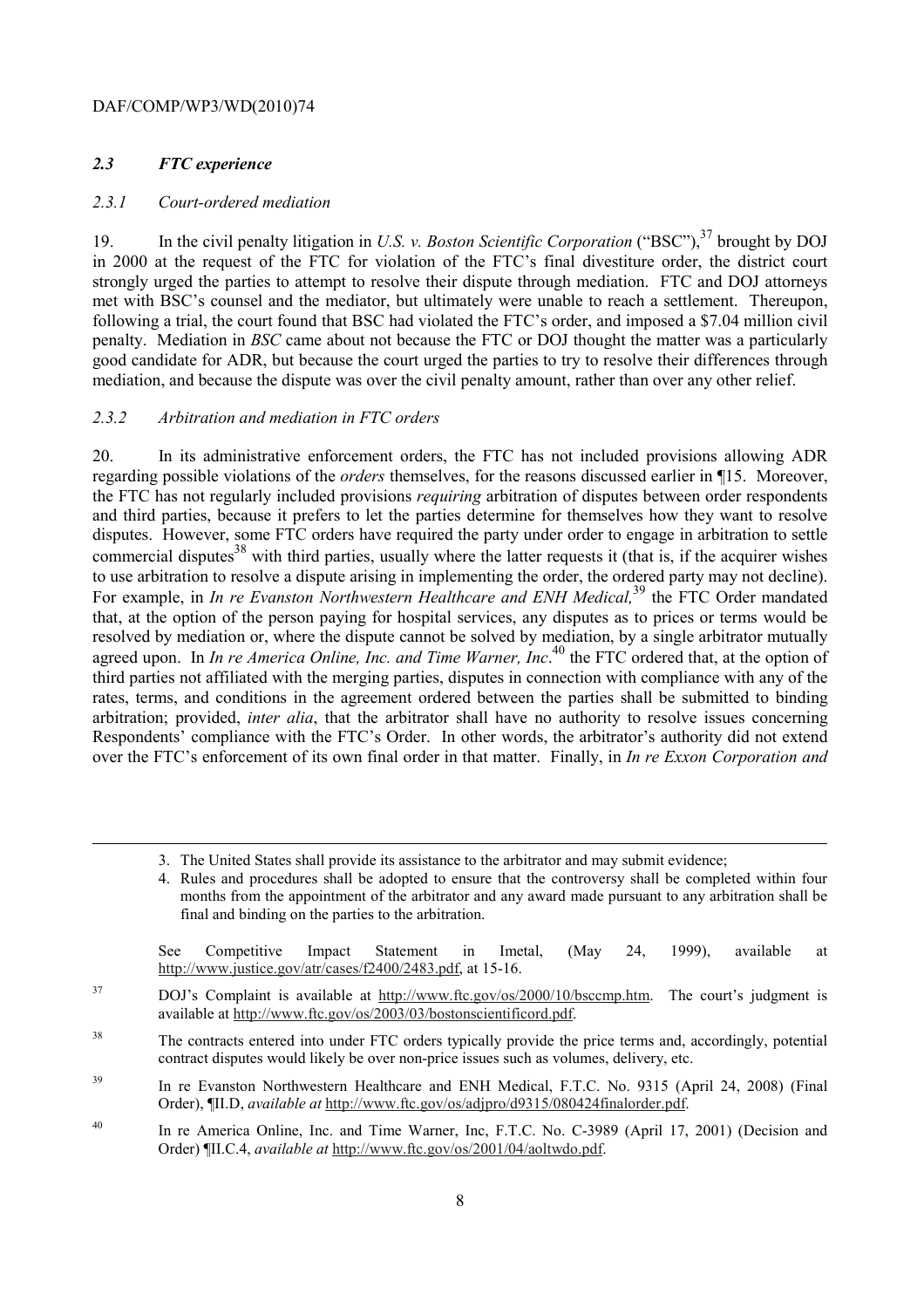### *2.3 FTC experience*

#### *2.3.1 Court-ordered mediation*

19. In the civil penalty litigation in *U.S. v. Boston Scientific Corporation* ("BSC"),[37] brought by DOJ in 2000 at the request of the FTC for violation of the FTC's final divestiture order, the district court strongly urged the parties to attempt to resolve their dispute through mediation. FTC and DOJ attorneys met with BSC's counsel and the mediator, but ultimately were unable to reach a settlement. Thereupon, following a trial, the court found that BSC had violated the FTC's order, and imposed a $7.04 million civil penalty. Mediation in *BSC* came about not because the FTC or DOJ thought the matter was a particularly good candidate for ADR, but because the court urged the parties to try to resolve their differences through mediation, and because the dispute was over the civil penalty amount, rather than over any other relief.

#### *2.3.2 Arbitration and mediation in FTC orders*

20. In its administrative enforcement orders, the FTC has not included provisions allowing ADR regarding possible violations of the *orders* themselves, for the reasons discussed earlier in ¶15. Moreover, the FTC has not regularly included provisions *requiring* arbitration of disputes between order respondents and third parties, because it prefers to let the parties determine for themselves how they want to resolve disputes. However, some FTC orders have required the party under order to engage in arbitration to settle commercial disputes[38] with third parties, usually where the latter requests it (that is, if the acquirer wishes to use arbitration to resolve a dispute arising in implementing the order, the ordered party may not decline). For example, in *In re Evanston Northwestern Healthcare and ENH Medical,*[39] the FTC Order mandated that, at the option of the person paying for hospital services, any disputes as to prices or terms would be resolved by mediation or, where the dispute cannot be solved by mediation, by a single arbitrator mutually agreed upon. In *In re America Online, Inc. and Time Warner, Inc*.[40] the FTC ordered that, at the option of third parties not affiliated with the merging parties, disputes in connection with compliance with any of the rates, terms, and conditions in the agreement ordered between the parties shall be submitted to binding arbitration; provided, *inter alia*, that the arbitrator shall have no authority to resolve issues concerning Respondents' compliance with the FTC's Order. In other words, the arbitrator's authority did not extend over the FTC's enforcement of its own final order in that matter. Finally, in *In re Exxon Corporation and*

---

3. The United States shall provide its assistance to the arbitrator and may submit evidence;
4. Rules and procedures shall be adopted to ensure that the controversy shall be completed within four months from the appointment of the arbitrator and any award made pursuant to any arbitration shall be final and binding on the parties to the arbitration.

See Competitive Impact Statement in Imetal, (May 24, 1999), available at http://www.justice.gov/atr/cases/f2400/2483.pdf, at 15-16.

[37] DOJ's Complaint is available at http://www.ftc.gov/os/2000/10/bsccmp.htm. The court's judgment is available at http://www.ftc.gov/os/2003/03/bostonscientificord.pdf.

[38] The contracts entered into under FTC orders typically provide the price terms and, accordingly, potential contract disputes would likely be over non-price issues such as volumes, delivery, etc.

[39] In re Evanston Northwestern Healthcare and ENH Medical, F.T.C. No. 9315 (April 24, 2008) (Final Order), ¶II.D, *available at* http://www.ftc.gov/os/adjpro/d9315/080424finalorder.pdf.

[40] In re America Online, Inc. and Time Warner, Inc, F.T.C. No. C-3989 (April 17, 2001) (Decision and Order) ¶II.C.4, *available at* http://www.ftc.gov/os/2001/04/aoltwdo.pdf.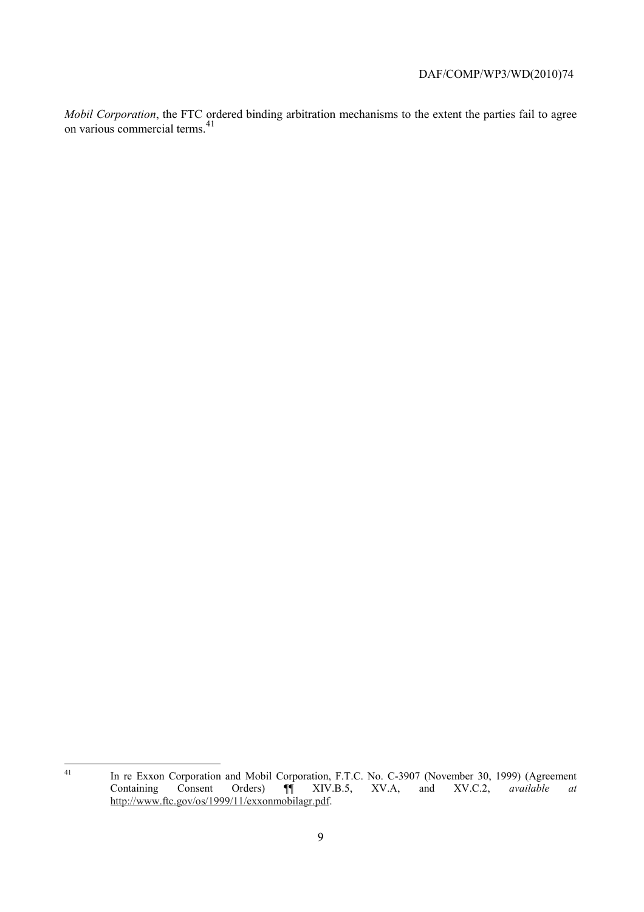*Mobil Corporation*, the FTC ordered binding arbitration mechanisms to the extent the parties fail to agree on various commercial terms.[41]

---

[41] In re Exxon Corporation and Mobil Corporation, F.T.C. No. C-3907 (November 30, 1999) (Agreement Containing Consent Orders) ¶¶ XIV.B.5, XV.A, and XV.C.2, *available at* http://www.ftc.gov/os/1999/11/exxonmobilagr.pdf.